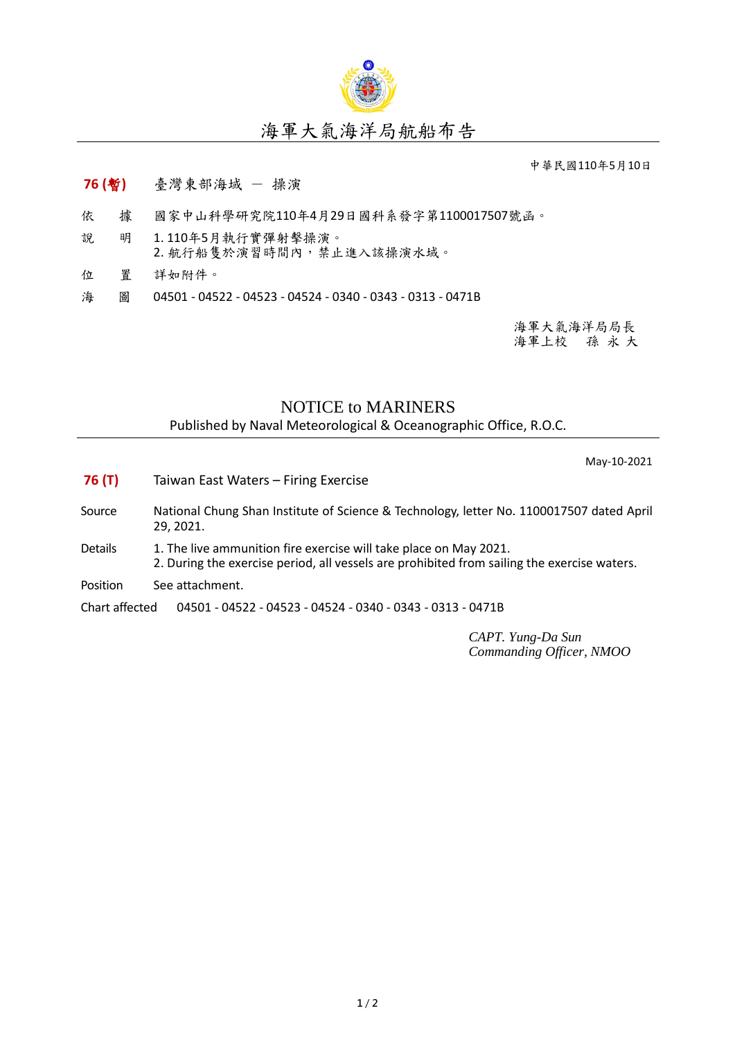# 海軍大氣海洋局航船布告

中華民國110年5月10日

**76 (暫)** 臺灣東部海域 － 操演

依　據　國家中山科學研究院110年4月29日國科系發字第1100017507號函。

說　明　1. 110年5月執行實彈射擊操演。
2. 航行船隻於演習時間內，禁止進入該操演水域。

位　置　詳如附件。

海　圖　04501 - 04522 - 04523 - 04524 - 0340 - 0343 - 0313 - 0471B

海軍大氣海洋局局長
海軍上校　孫 永 大

## NOTICE to MARINERS

Published by Naval Meteorological & Oceanographic Office, R.O.C.

May-10-2021

**76 (T)** Taiwan East Waters – Firing Exercise

Source National Chung Shan Institute of Science & Technology, letter No. 1100017507 dated April 29, 2021.

Details 1. The live ammunition fire exercise will take place on May 2021.
2. During the exercise period, all vessels are prohibited from sailing the exercise waters.

Position See attachment.

Chart affected 04501 - 04522 - 04523 - 04524 - 0340 - 0343 - 0313 - 0471B

*CAPT. Yung-Da Sun*
*Commanding Officer, NMOO*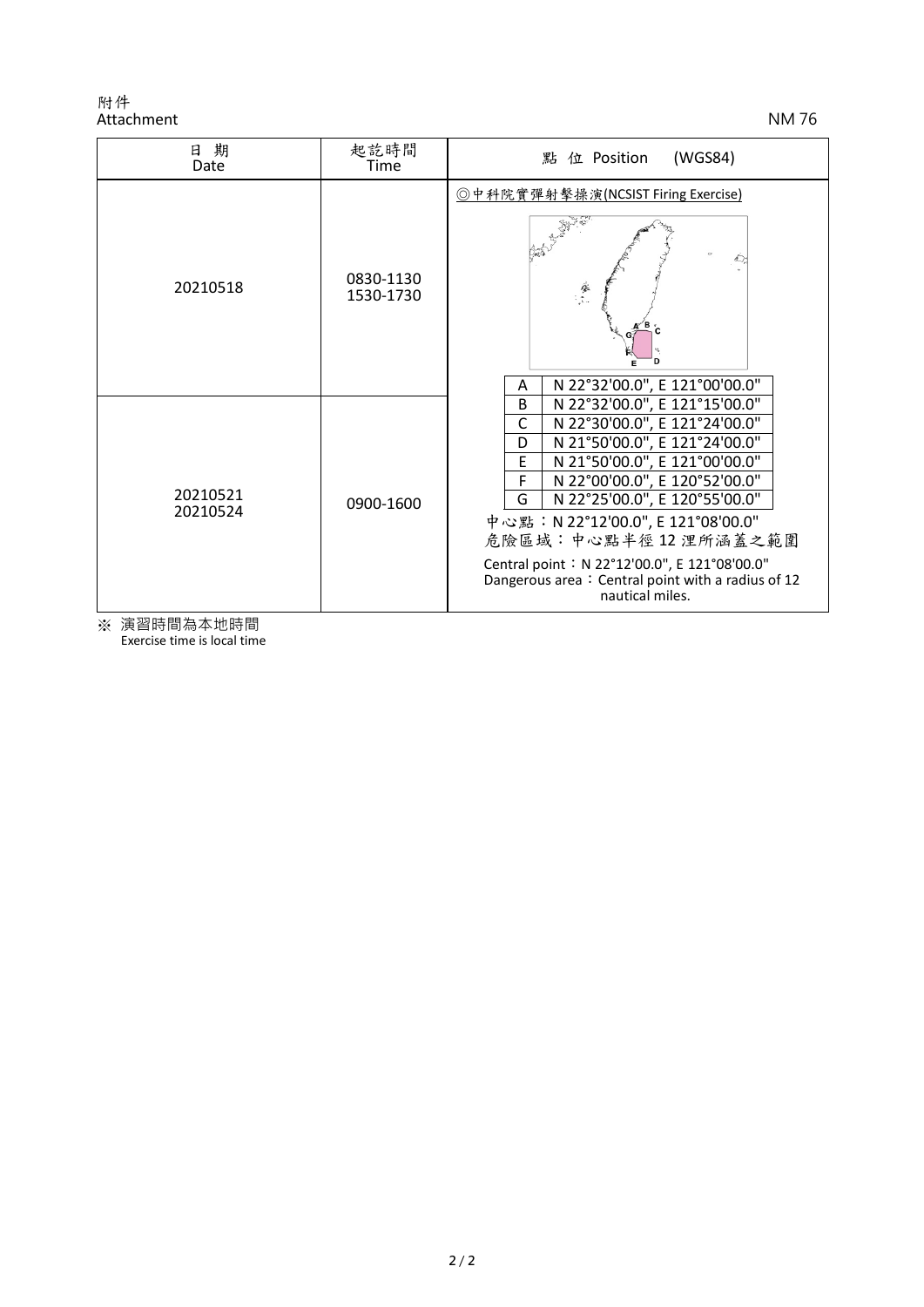附件
Attachment

NM 76

| 日 期 Date | 起訖時間 Time | 點 位 Position (WGS84) |
|---|---|---|
| 20210518 | 0830-1130<br>1530-1730 | ◎中科院實彈射擊操演(NCSIST Firing Exercise)<br>A: N 22°32'00.0", E 121°00'00.0"<br>B: N 22°32'00.0", E 121°15'00.0"<br>C: N 22°30'00.0", E 121°24'00.0"<br>D: N 21°50'00.0", E 121°24'00.0"<br>E: N 21°50'00.0", E 121°00'00.0"<br>F: N 22°00'00.0", E 120°52'00.0"<br>G: N 22°25'00.0", E 120°55'00.0"<br>中心點：N 22°12'00.0", E 121°08'00.0"<br>危險區域：中心點半徑 12 浬所涵蓋之範圍<br>Central point：N 22°12'00.0", E 121°08'00.0"<br>Dangerous area：Central point with a radius of 12 nautical miles. |
| 20210521<br>20210524 | 0900-1600 | |

※ 演習時間為本地時間
Exercise time is local time